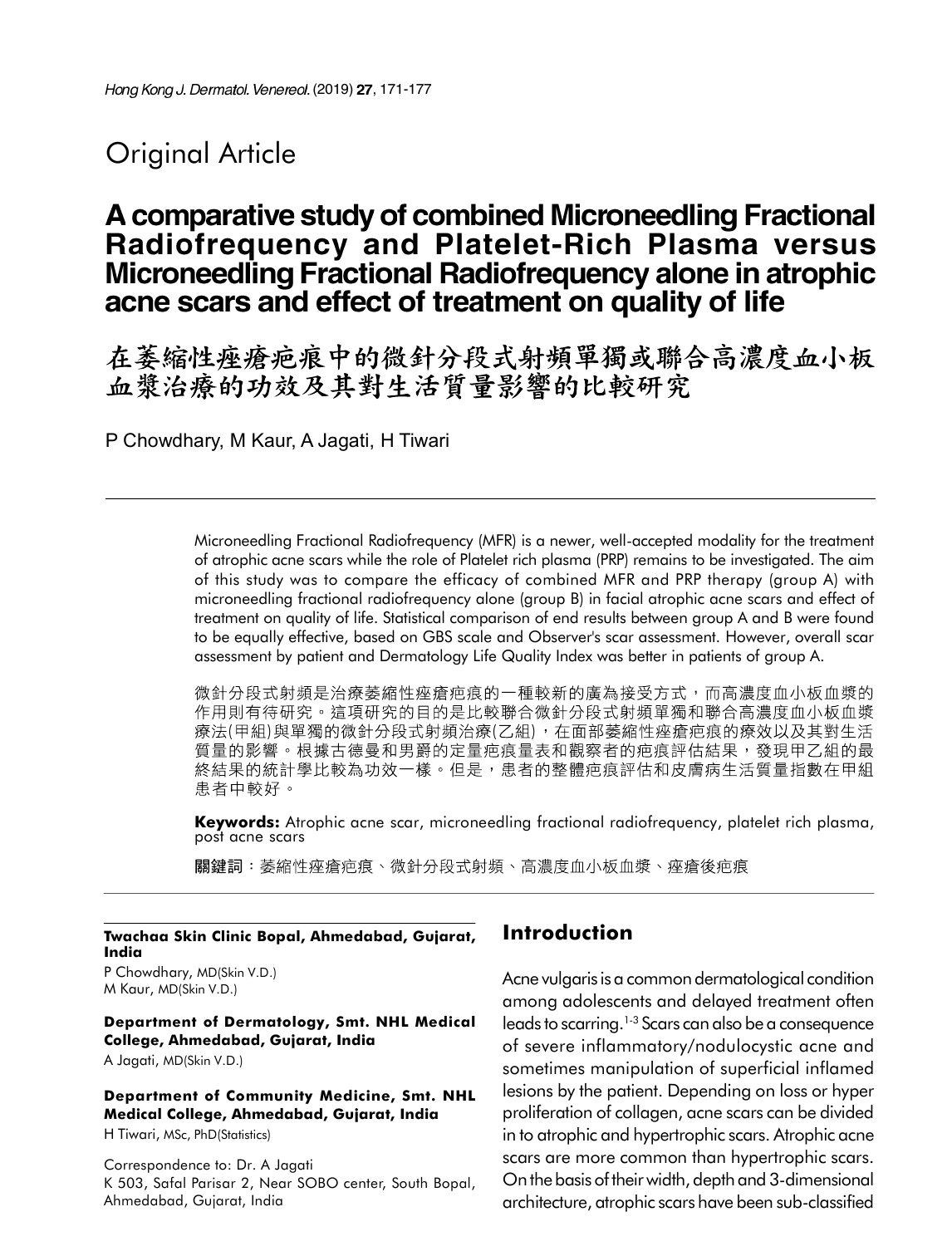Original Article

# A comparative study of combined Microneedling Fractional Radiofrequency and Platelet-Rich Plasma versus Microneedling Fractional Radiofrequency alone in atrophic acne scars and effect of treatment on quality of life

# 在萎縮性痤瘡疤痕中的微針分段式射頻單獨或聯合高濃度血小板血漿治療的功效及其對生活質量影響的比較研究

P Chowdhary, M Kaur, A Jagati, H Tiwari

Microneedling Fractional Radiofrequency (MFR) is a newer, well-accepted modality for the treatment of atrophic acne scars while the role of Platelet rich plasma (PRP) remains to be investigated. The aim of this study was to compare the efficacy of combined MFR and PRP therapy (group A) with microneedling fractional radiofrequency alone (group B) in facial atrophic acne scars and effect of treatment on quality of life. Statistical comparison of end results between group A and B were found to be equally effective, based on GBS scale and Observer's scar assessment. However, overall scar assessment by patient and Dermatology Life Quality Index was better in patients of group A.

微針分段式射頻是治療萎縮性痤瘡疤痕的一種較新的廣為接受方式，而高濃度血小板血漿的作用則有待研究。這項研究的目的是比較聯合微針分段式射頻單獨和聯合高濃度血小板血漿療法(甲組)與單獨的微針分段式射頻治療(乙組)，在面部萎縮性痤瘡疤痕的療效以及其對生活質量的影響。根據古德曼和男爵的定量疤痕量表和觀察者的疤痕評估結果，發現甲乙組的最終結果的統計學比較為功效一樣。但是，患者的整體疤痕評估和皮膚病生活質量指數在甲組患者中較好。

**Keywords:** Atrophic acne scar, microneedling fractional radiofrequency, platelet rich plasma, post acne scars

**關鍵詞**：萎縮性痤瘡疤痕、微針分段式射頻、高濃度血小板血漿、痤瘡後疤痕

**Twachaa Skin Clinic Bopal, Ahmedabad, Gujarat, India**

P Chowdhary, MD(Skin V.D.)
M Kaur, MD(Skin V.D.)

**Department of Dermatology, Smt. NHL Medical College, Ahmedabad, Gujarat, India**

A Jagati, MD(Skin V.D.)

**Department of Community Medicine, Smt. NHL Medical College, Ahmedabad, Gujarat, India**

H Tiwari, MSc, PhD(Statistics)

Correspondence to: Dr. A Jagati
K 503, Safal Parisar 2, Near SOBO center, South Bopal, Ahmedabad, Gujarat, India

## Introduction

Acne vulgaris is a common dermatological condition among adolescents and delayed treatment often leads to scarring.[1-3] Scars can also be a consequence of severe inflammatory/nodulocystic acne and sometimes manipulation of superficial inflamed lesions by the patient. Depending on loss or hyper proliferation of collagen, acne scars can be divided in to atrophic and hypertrophic scars. Atrophic acne scars are more common than hypertrophic scars. On the basis of their width, depth and 3-dimensional architecture, atrophic scars have been sub-classified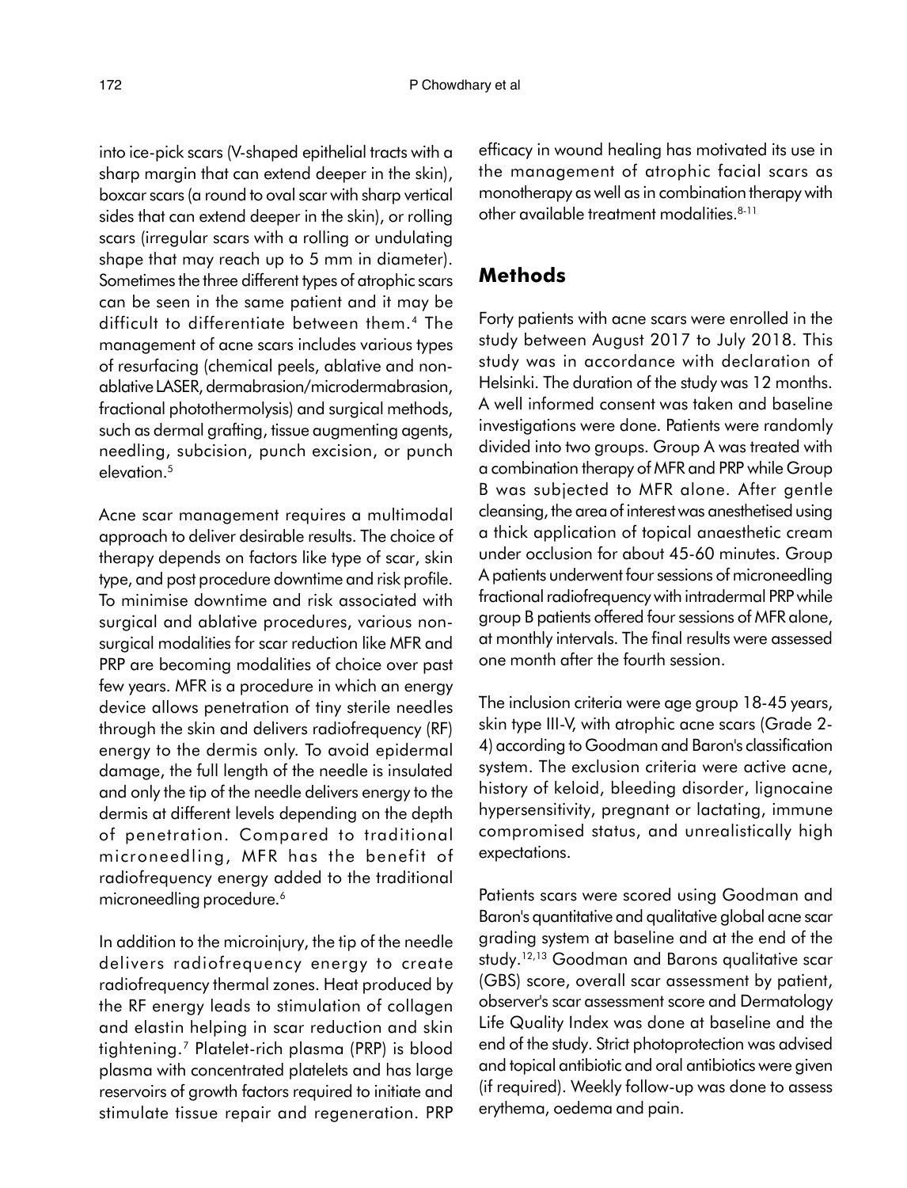into ice-pick scars (V-shaped epithelial tracts with a sharp margin that can extend deeper in the skin), boxcar scars (a round to oval scar with sharp vertical sides that can extend deeper in the skin), or rolling scars (irregular scars with a rolling or undulating shape that may reach up to 5 mm in diameter). Sometimes the three different types of atrophic scars can be seen in the same patient and it may be difficult to differentiate between them.[4] The management of acne scars includes various types of resurfacing (chemical peels, ablative and non-ablative LASER, dermabrasion/microdermabrasion, fractional photothermolysis) and surgical methods, such as dermal grafting, tissue augmenting agents, needling, subcision, punch excision, or punch elevation.[5]

Acne scar management requires a multimodal approach to deliver desirable results. The choice of therapy depends on factors like type of scar, skin type, and post procedure downtime and risk profile. To minimise downtime and risk associated with surgical and ablative procedures, various non-surgical modalities for scar reduction like MFR and PRP are becoming modalities of choice over past few years. MFR is a procedure in which an energy device allows penetration of tiny sterile needles through the skin and delivers radiofrequency (RF) energy to the dermis only. To avoid epidermal damage, the full length of the needle is insulated and only the tip of the needle delivers energy to the dermis at different levels depending on the depth of penetration. Compared to traditional microneedling, MFR has the benefit of radiofrequency energy added to the traditional microneedling procedure.[6]

In addition to the microinjury, the tip of the needle delivers radiofrequency energy to create radiofrequency thermal zones. Heat produced by the RF energy leads to stimulation of collagen and elastin helping in scar reduction and skin tightening.[7] Platelet-rich plasma (PRP) is blood plasma with concentrated platelets and has large reservoirs of growth factors required to initiate and stimulate tissue repair and regeneration. PRP efficacy in wound healing has motivated its use in the management of atrophic facial scars as monotherapy as well as in combination therapy with other available treatment modalities.[8-11]

## Methods

Forty patients with acne scars were enrolled in the study between August 2017 to July 2018. This study was in accordance with declaration of Helsinki. The duration of the study was 12 months. A well informed consent was taken and baseline investigations were done. Patients were randomly divided into two groups. Group A was treated with a combination therapy of MFR and PRP while Group B was subjected to MFR alone. After gentle cleansing, the area of interest was anesthetised using a thick application of topical anaesthetic cream under occlusion for about 45-60 minutes. Group A patients underwent four sessions of microneedling fractional radiofrequency with intradermal PRP while group B patients offered four sessions of MFR alone, at monthly intervals. The final results were assessed one month after the fourth session.

The inclusion criteria were age group 18-45 years, skin type III-V, with atrophic acne scars (Grade 2-4) according to Goodman and Baron's classification system. The exclusion criteria were active acne, history of keloid, bleeding disorder, lignocaine hypersensitivity, pregnant or lactating, immune compromised status, and unrealistically high expectations.

Patients scars were scored using Goodman and Baron's quantitative and qualitative global acne scar grading system at baseline and at the end of the study.[12,13] Goodman and Barons qualitative scar (GBS) score, overall scar assessment by patient, observer's scar assessment score and Dermatology Life Quality Index was done at baseline and the end of the study. Strict photoprotection was advised and topical antibiotic and oral antibiotics were given (if required). Weekly follow-up was done to assess erythema, oedema and pain.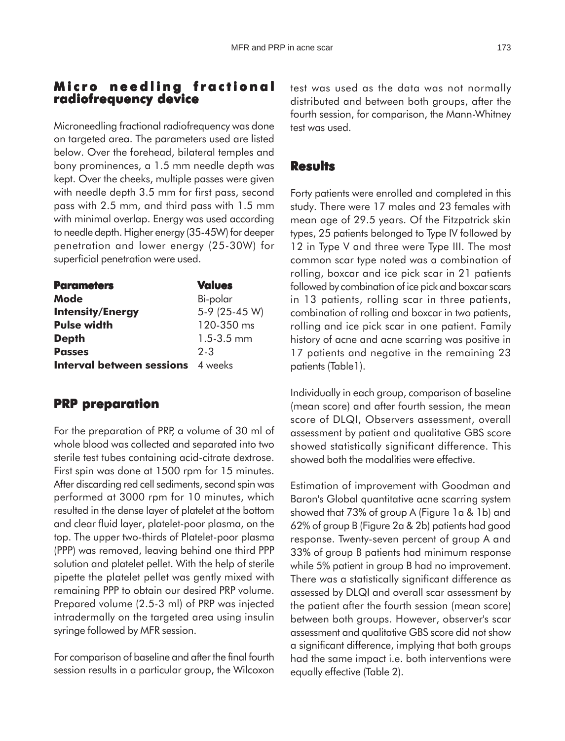## Micro needling fractional radiofrequency device

Microneedling fractional radiofrequency was done on targeted area. The parameters used are listed below. Over the forehead, bilateral temples and bony prominences, a 1.5 mm needle depth was kept. Over the cheeks, multiple passes were given with needle depth 3.5 mm for first pass, second pass with 2.5 mm, and third pass with 1.5 mm with minimal overlap. Energy was used according to needle depth. Higher energy (35-45W) for deeper penetration and lower energy (25-30W) for superficial penetration were used.

| Parameters | Values |
|---|---|
| **Mode** | Bi-polar |
| **Intensity/Energy** | 5-9 (25-45 W) |
| **Pulse width** | 120-350 ms |
| **Depth** | 1.5-3.5 mm |
| **Passes** | 2-3 |
| **Interval between sessions** | 4 weeks |

## PRP preparation

For the preparation of PRP, a volume of 30 ml of whole blood was collected and separated into two sterile test tubes containing acid-citrate dextrose. First spin was done at 1500 rpm for 15 minutes. After discarding red cell sediments, second spin was performed at 3000 rpm for 10 minutes, which resulted in the dense layer of platelet at the bottom and clear fluid layer, platelet-poor plasma, on the top. The upper two-thirds of Platelet-poor plasma (PPP) was removed, leaving behind one third PPP solution and platelet pellet. With the help of sterile pipette the platelet pellet was gently mixed with remaining PPP to obtain our desired PRP volume. Prepared volume (2.5-3 ml) of PRP was injected intradermally on the targeted area using insulin syringe followed by MFR session.

For comparison of baseline and after the final fourth session results in a particular group, the Wilcoxon test was used as the data was not normally distributed and between both groups, after the fourth session, for comparison, the Mann-Whitney test was used.

## Results

Forty patients were enrolled and completed in this study. There were 17 males and 23 females with mean age of 29.5 years. Of the Fitzpatrick skin types, 25 patients belonged to Type IV followed by 12 in Type V and three were Type III. The most common scar type noted was a combination of rolling, boxcar and ice pick scar in 21 patients followed by combination of ice pick and boxcar scars in 13 patients, rolling scar in three patients, combination of rolling and boxcar in two patients, rolling and ice pick scar in one patient. Family history of acne and acne scarring was positive in 17 patients and negative in the remaining 23 patients (Table1).

Individually in each group, comparison of baseline (mean score) and after fourth session, the mean score of DLQI, Observers assessment, overall assessment by patient and qualitative GBS score showed statistically significant difference. This showed both the modalities were effective.

Estimation of improvement with Goodman and Baron's Global quantitative acne scarring system showed that 73% of group A (Figure 1a & 1b) and 62% of group B (Figure 2a & 2b) patients had good response. Twenty-seven percent of group A and 33% of group B patients had minimum response while 5% patient in group B had no improvement. There was a statistically significant difference as assessed by DLQI and overall scar assessment by the patient after the fourth session (mean score) between both groups. However, observer's scar assessment and qualitative GBS score did not show a significant difference, implying that both groups had the same impact i.e. both interventions were equally effective (Table 2).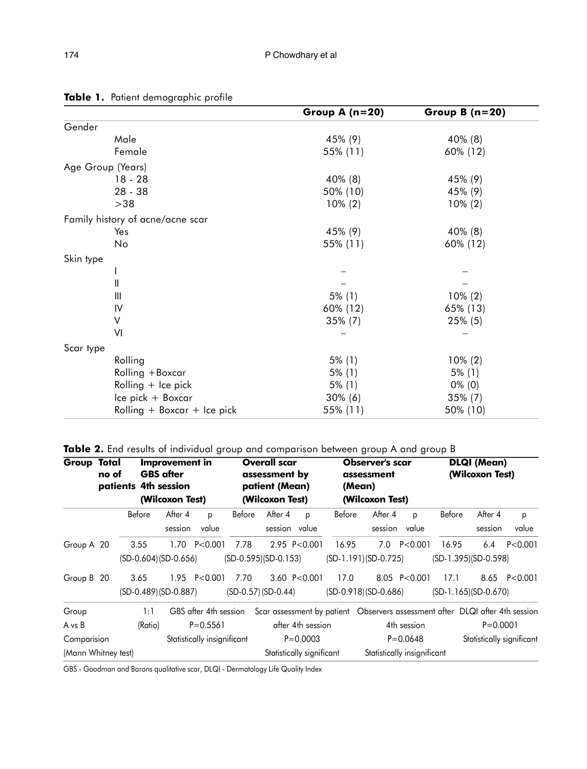**Table 1.** Patient demographic profile

| | Group A (n=20) | Group B (n=20) |
|---|---|---|
| Gender | | |
| Male | 45% (9) | 40% (8) |
| Female | 55% (11) | 60% (12) |
| Age Group (Years) | | |
| 18 - 28 | 40% (8) | 45% (9) |
| 28 - 38 | 50% (10) | 45% (9) |
| >38 | 10% (2) | 10% (2) |
| Family history of acne/acne scar | | |
| Yes | 45% (9) | 40% (8) |
| No | 55% (11) | 60% (12) |
| Skin type | | |
| I | – | – |
| II | – | – |
| III | 5% (1) | 10% (2) |
| IV | 60% (12) | 65% (13) |
| V | 35% (7) | 25% (5) |
| VI | – | – |
| Scar type | | |
| Rolling | 5% (1) | 10% (2) |
| Rolling +Boxcar | 5% (1) | 5% (1) |
| Rolling + Ice pick | 5% (1) | 0% (0) |
| Ice pick + Boxcar | 30% (6) | 35% (7) |
| Rolling + Boxcar + Ice pick | 55% (11) | 50% (10) |

**Table 2.** End results of individual group and comparison between group A and group B

| Group | Total no of patients | Improvement in GBS after 4th session (Wilcoxon Test) | | | Overall scar assessment by patient (Mean) (Wilcoxon Test) | | | Observer's scar assessment (Mean) (Wilcoxon Test) | | | DLQI (Mean) (Wilcoxon Test) | | |
|---|---|---|---|---|---|---|---|---|---|---|---|---|---|
| | | Before | After 4 session | p value | Before | After 4 session | p value | Before | After 4 session | p value | Before | After 4 session | p value |
| Group A | 20 | 3.55 (SD-0.604) | 1.70 (SD-0.656) | P<0.001 | 7.78 (SD-0.595) | 2.95 (SD-0.153) | P<0.001 | 16.95 (SD-1.191) | 7.0 (SD-0.725) | P<0.001 | 16.95 (SD-1.395) | 6.4 (SD-0.598) | P<0.001 |
| Group B | 20 | 3.65 (SD-0.489) | 1.95 (SD-0.887) | P<0.001 | 7.70 (SD-0.57) | 3.60 (SD-0.44) | P<0.001 | 17.0 (SD-0.918) | 8.05 (SD-0.686) | P<0.001 | 17.1 (SD-1.165) | 8.65 (SD-0.670) | P<0.001 |
| Group A vs B Comparision (Mann Whitney test) | 1:1 (Ratio) | GBS after 4th session P=0.5561 Statistically insignificant | | | Scar assessment by patient after 4th session P=0.0003 Statistically significant | | | Observers assessment after 4th session P=0.0648 Statistically insignificant | | | DLQI after 4th session P=0.0001 Statistically significant | | |

GBS - Goodman and Barons qualitative scar, DLQI - Dermatology Life Quality Index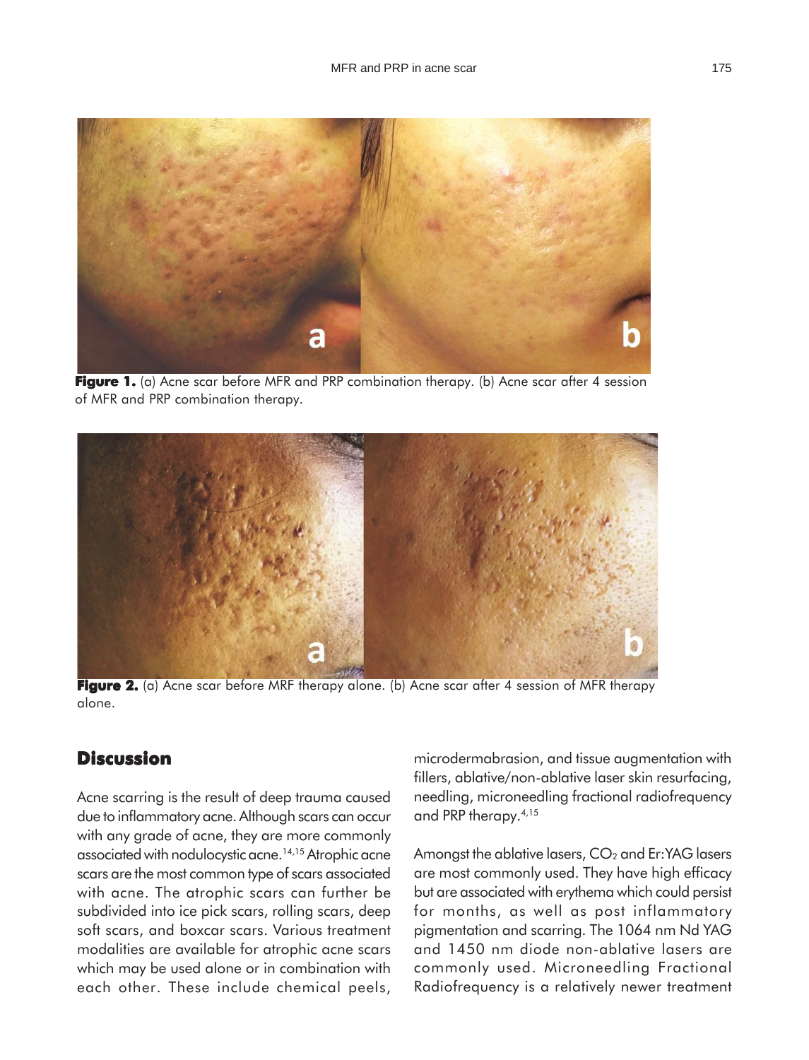**Figure 1.** (a) Acne scar before MFR and PRP combination therapy. (b) Acne scar after 4 session of MFR and PRP combination therapy.

**Figure 2.** (a) Acne scar before MRF therapy alone. (b) Acne scar after 4 session of MFR therapy alone.

## Discussion

Acne scarring is the result of deep trauma caused due to inflammatory acne. Although scars can occur with any grade of acne, they are more commonly associated with nodulocystic acne.[14,15] Atrophic acne scars are the most common type of scars associated with acne. The atrophic scars can further be subdivided into ice pick scars, rolling scars, deep soft scars, and boxcar scars. Various treatment modalities are available for atrophic acne scars which may be used alone or in combination with each other. These include chemical peels, microdermabrasion, and tissue augmentation with fillers, ablative/non-ablative laser skin resurfacing, needling, microneedling fractional radiofrequency and PRP therapy.[4,15]

Amongst the ablative lasers, $CO_2$ and Er:YAG lasers are most commonly used. They have high efficacy but are associated with erythema which could persist for months, as well as post inflammatory pigmentation and scarring. The 1064 nm Nd YAG and 1450 nm diode non-ablative lasers are commonly used. Microneedling Fractional Radiofrequency is a relatively newer treatment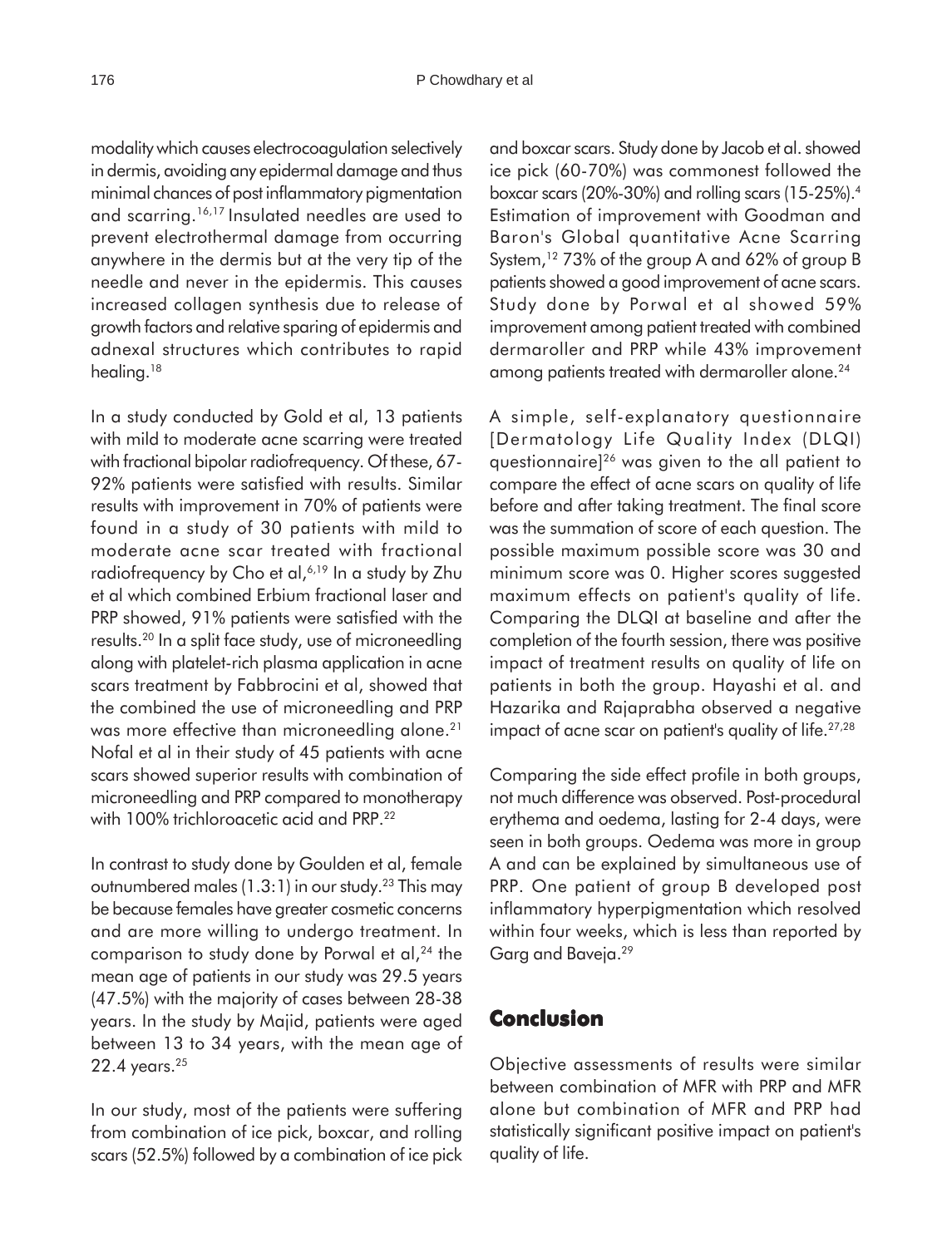modality which causes electrocoagulation selectively in dermis, avoiding any epidermal damage and thus minimal chances of post inflammatory pigmentation and scarring.[16,17] Insulated needles are used to prevent electrothermal damage from occurring anywhere in the dermis but at the very tip of the needle and never in the epidermis. This causes increased collagen synthesis due to release of growth factors and relative sparing of epidermis and adnexal structures which contributes to rapid healing.[18]

In a study conducted by Gold et al, 13 patients with mild to moderate acne scarring were treated with fractional bipolar radiofrequency. Of these, 67-92% patients were satisfied with results. Similar results with improvement in 70% of patients were found in a study of 30 patients with mild to moderate acne scar treated with fractional radiofrequency by Cho et al,[6,19] In a study by Zhu et al which combined Erbium fractional laser and PRP showed, 91% patients were satisfied with the results.[20] In a split face study, use of microneedling along with platelet-rich plasma application in acne scars treatment by Fabbrocini et al, showed that the combined the use of microneedling and PRP was more effective than microneedling alone.[21] Nofal et al in their study of 45 patients with acne scars showed superior results with combination of microneedling and PRP compared to monotherapy with 100% trichloroacetic acid and PRP.[22]

In contrast to study done by Goulden et al, female outnumbered males (1.3:1) in our study.[23] This may be because females have greater cosmetic concerns and are more willing to undergo treatment. In comparison to study done by Porwal et al,[24] the mean age of patients in our study was 29.5 years (47.5%) with the majority of cases between 28-38 years. In the study by Majid, patients were aged between 13 to 34 years, with the mean age of 22.4 years.[25]

In our study, most of the patients were suffering from combination of ice pick, boxcar, and rolling scars (52.5%) followed by a combination of ice pick and boxcar scars. Study done by Jacob et al. showed ice pick (60-70%) was commonest followed the boxcar scars (20%-30%) and rolling scars (15-25%).[4] Estimation of improvement with Goodman and Baron's Global quantitative Acne Scarring System,[12] 73% of the group A and 62% of group B patients showed a good improvement of acne scars. Study done by Porwal et al showed 59% improvement among patient treated with combined dermaroller and PRP while 43% improvement among patients treated with dermaroller alone.[24]

A simple, self-explanatory questionnaire [Dermatology Life Quality Index (DLQI) questionnaire][26] was given to the all patient to compare the effect of acne scars on quality of life before and after taking treatment. The final score was the summation of score of each question. The possible maximum possible score was 30 and minimum score was 0. Higher scores suggested maximum effects on patient's quality of life. Comparing the DLQI at baseline and after the completion of the fourth session, there was positive impact of treatment results on quality of life on patients in both the group. Hayashi et al. and Hazarika and Rajaprabha observed a negative impact of acne scar on patient's quality of life.[27,28]

Comparing the side effect profile in both groups, not much difference was observed. Post-procedural erythema and oedema, lasting for 2-4 days, were seen in both groups. Oedema was more in group A and can be explained by simultaneous use of PRP. One patient of group B developed post inflammatory hyperpigmentation which resolved within four weeks, which is less than reported by Garg and Baveja.[29]

## Conclusion

Objective assessments of results were similar between combination of MFR with PRP and MFR alone but combination of MFR and PRP had statistically significant positive impact on patient's quality of life.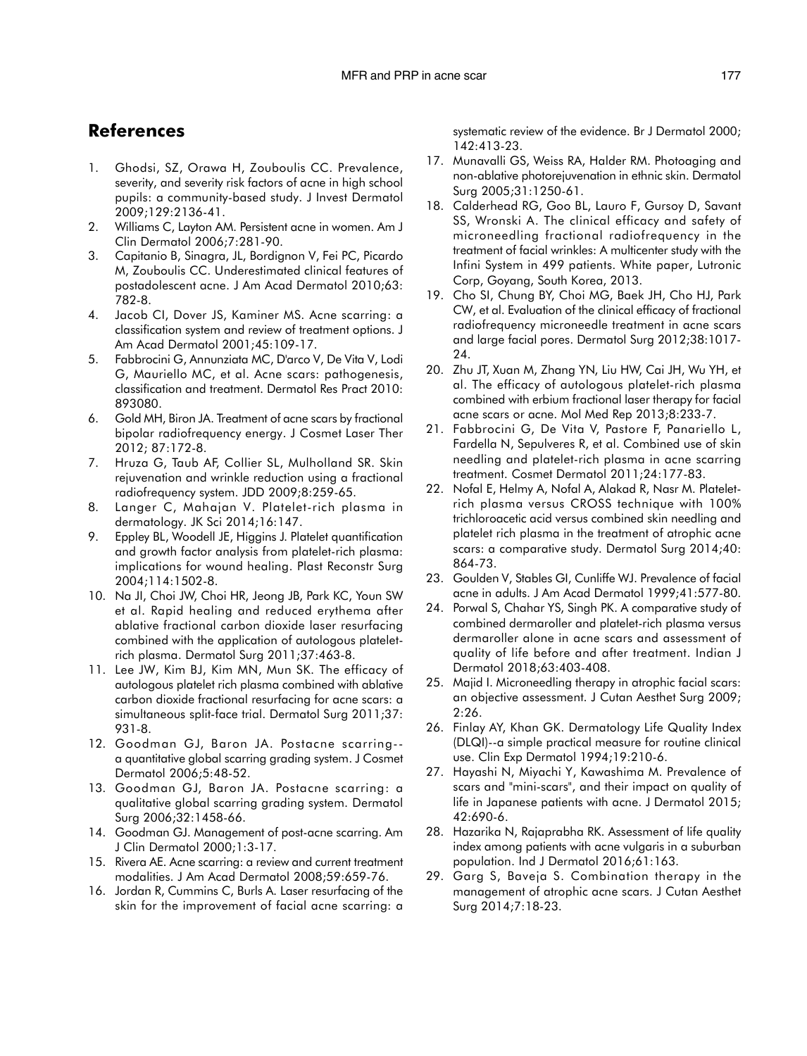## References

1. Ghodsi, SZ, Orawa H, Zouboulis CC. Prevalence, severity, and severity risk factors of acne in high school pupils: a community-based study. J Invest Dermatol 2009;129:2136-41.
2. Williams C, Layton AM. Persistent acne in women. Am J Clin Dermatol 2006;7:281-90.
3. Capitanio B, Sinagra, JL, Bordignon V, Fei PC, Picardo M, Zouboulis CC. Underestimated clinical features of postadolescent acne. J Am Acad Dermatol 2010;63: 782-8.
4. Jacob CI, Dover JS, Kaminer MS. Acne scarring: a classification system and review of treatment options. J Am Acad Dermatol 2001;45:109-17.
5. Fabbrocini G, Annunziata MC, D'arco V, De Vita V, Lodi G, Mauriello MC, et al. Acne scars: pathogenesis, classification and treatment. Dermatol Res Pract 2010: 893080.
6. Gold MH, Biron JA. Treatment of acne scars by fractional bipolar radiofrequency energy. J Cosmet Laser Ther 2012; 87:172-8.
7. Hruza G, Taub AF, Collier SL, Mulholland SR. Skin rejuvenation and wrinkle reduction using a fractional radiofrequency system. JDD 2009;8:259-65.
8. Langer C, Mahajan V. Platelet-rich plasma in dermatology. JK Sci 2014;16:147.
9. Eppley BL, Woodell JE, Higgins J. Platelet quantification and growth factor analysis from platelet-rich plasma: implications for wound healing. Plast Reconstr Surg 2004;114:1502-8.
10. Na JI, Choi JW, Choi HR, Jeong JB, Park KC, Youn SW et al. Rapid healing and reduced erythema after ablative fractional carbon dioxide laser resurfacing combined with the application of autologous platelet-rich plasma. Dermatol Surg 2011;37:463-8.
11. Lee JW, Kim BJ, Kim MN, Mun SK. The efficacy of autologous platelet rich plasma combined with ablative carbon dioxide fractional resurfacing for acne scars: a simultaneous split-face trial. Dermatol Surg 2011;37: 931-8.
12. Goodman GJ, Baron JA. Postacne scarring--a quantitative global scarring grading system. J Cosmet Dermatol 2006;5:48-52.
13. Goodman GJ, Baron JA. Postacne scarring: a qualitative global scarring grading system. Dermatol Surg 2006;32:1458-66.
14. Goodman GJ. Management of post-acne scarring. Am J Clin Dermatol 2000;1:3-17.
15. Rivera AE. Acne scarring: a review and current treatment modalities. J Am Acad Dermatol 2008;59:659-76.
16. Jordan R, Cummins C, Burls A. Laser resurfacing of the skin for the improvement of facial acne scarring: a systematic review of the evidence. Br J Dermatol 2000; 142:413-23.
17. Munavalli GS, Weiss RA, Halder RM. Photoaging and non-ablative photorejuvenation in ethnic skin. Dermatol Surg 2005;31:1250-61.
18. Calderhead RG, Goo BL, Lauro F, Gursoy D, Savant SS, Wronski A. The clinical efficacy and safety of microneedling fractional radiofrequency in the treatment of facial wrinkles: A multicenter study with the Infini System in 499 patients. White paper, Lutronic Corp, Goyang, South Korea, 2013.
19. Cho SI, Chung BY, Choi MG, Baek JH, Cho HJ, Park CW, et al. Evaluation of the clinical efficacy of fractional radiofrequency microneedle treatment in acne scars and large facial pores. Dermatol Surg 2012;38:1017-24.
20. Zhu JT, Xuan M, Zhang YN, Liu HW, Cai JH, Wu YH, et al. The efficacy of autologous platelet-rich plasma combined with erbium fractional laser therapy for facial acne scars or acne. Mol Med Rep 2013;8:233-7.
21. Fabbrocini G, De Vita V, Pastore F, Panariello L, Fardella N, Sepulveres R, et al. Combined use of skin needling and platelet-rich plasma in acne scarring treatment. Cosmet Dermatol 2011;24:177-83.
22. Nofal E, Helmy A, Nofal A, Alakad R, Nasr M. Platelet-rich plasma versus CROSS technique with 100% trichloroacetic acid versus combined skin needling and platelet rich plasma in the treatment of atrophic acne scars: a comparative study. Dermatol Surg 2014;40: 864-73.
23. Goulden V, Stables GI, Cunliffe WJ. Prevalence of facial acne in adults. J Am Acad Dermatol 1999;41:577-80.
24. Porwal S, Chahar YS, Singh PK. A comparative study of combined dermaroller and platelet-rich plasma versus dermaroller alone in acne scars and assessment of quality of life before and after treatment. Indian J Dermatol 2018;63:403-408.
25. Majid I. Microneedling therapy in atrophic facial scars: an objective assessment. J Cutan Aesthet Surg 2009; 2:26.
26. Finlay AY, Khan GK. Dermatology Life Quality Index (DLQI)--a simple practical measure for routine clinical use. Clin Exp Dermatol 1994;19:210-6.
27. Hayashi N, Miyachi Y, Kawashima M. Prevalence of scars and "mini-scars", and their impact on quality of life in Japanese patients with acne. J Dermatol 2015; 42:690-6.
28. Hazarika N, Rajaprabha RK. Assessment of life quality index among patients with acne vulgaris in a suburban population. Ind J Dermatol 2016;61:163.
29. Garg S, Baveja S. Combination therapy in the management of atrophic acne scars. J Cutan Aesthet Surg 2014;7:18-23.